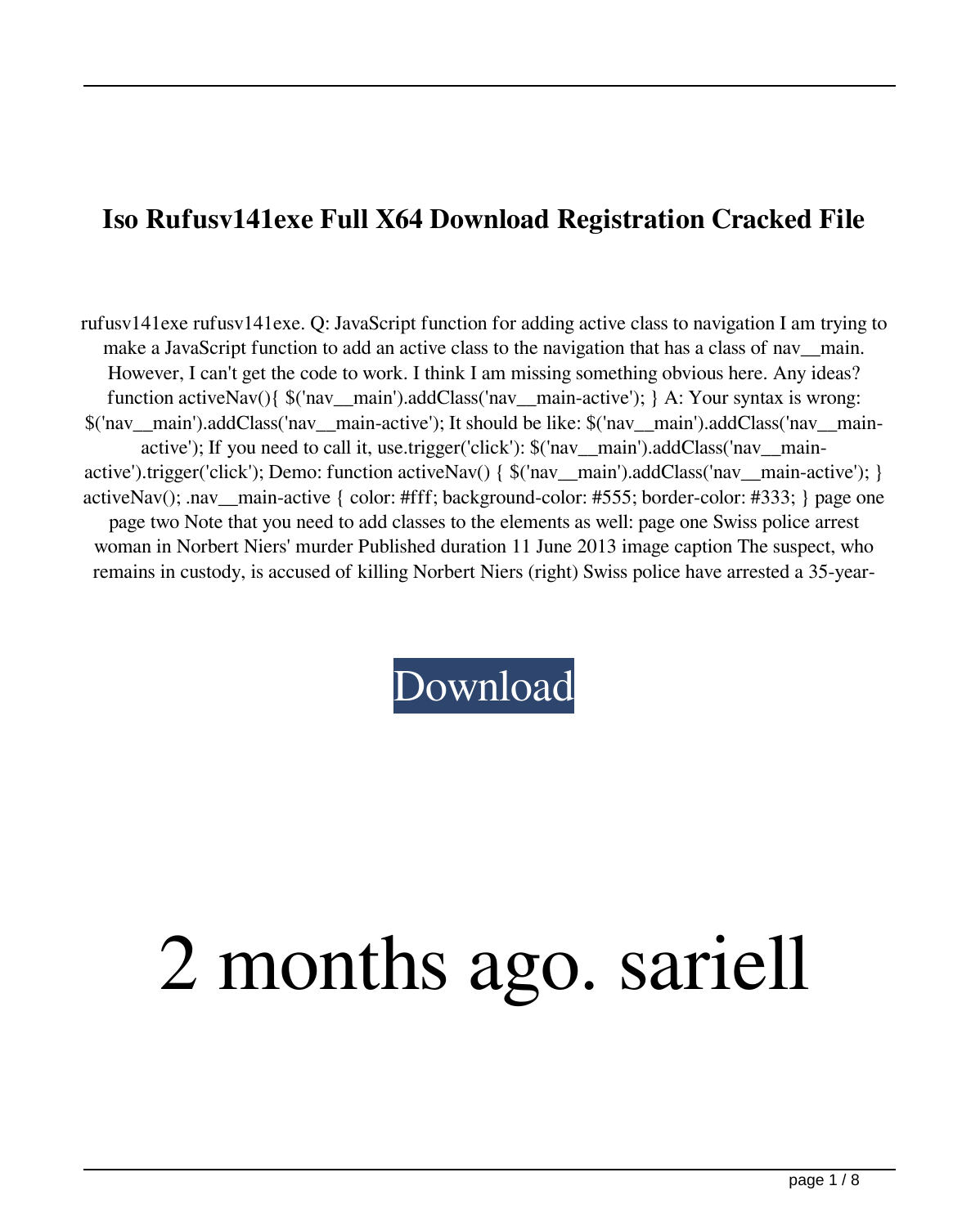# Iso Rufusv141exe Full X64 Download Registration Cracked File

rufusv141exe rufusv141exe. Q: JavaScript function for adding active class to navigation I am trying to make a JavaScript function to add an active class to the navigation that has a class of nav__main. However, I can't get the code to work. I think I am missing something obvious here. Any ideas? function activeNav(){ $('nav__main').addClass('nav__main-active'); } A: Your syntax is wrong: $('nav__main').addClass('nav__main-active'); It should be like: $('nav__main').addClass('nav__main-active'); If you need to call it, use.trigger('click'): $('nav__main').addClass('nav__main-active').trigger('click'); Demo: function activeNav() { $('nav__main').addClass('nav__main-active'); } activeNav(); .nav__main-active { color: #fff; background-color: #555; border-color: #333; } page one page two Note that you need to add classes to the elements as well: page one Swiss police arrest woman in Norbert Niers' murder Published duration 11 June 2013 image caption The suspect, who remains in custody, is accused of killing Norbert Niers (right) Swiss police have arrested a 35-year-

Download

# 2 months ago. sariell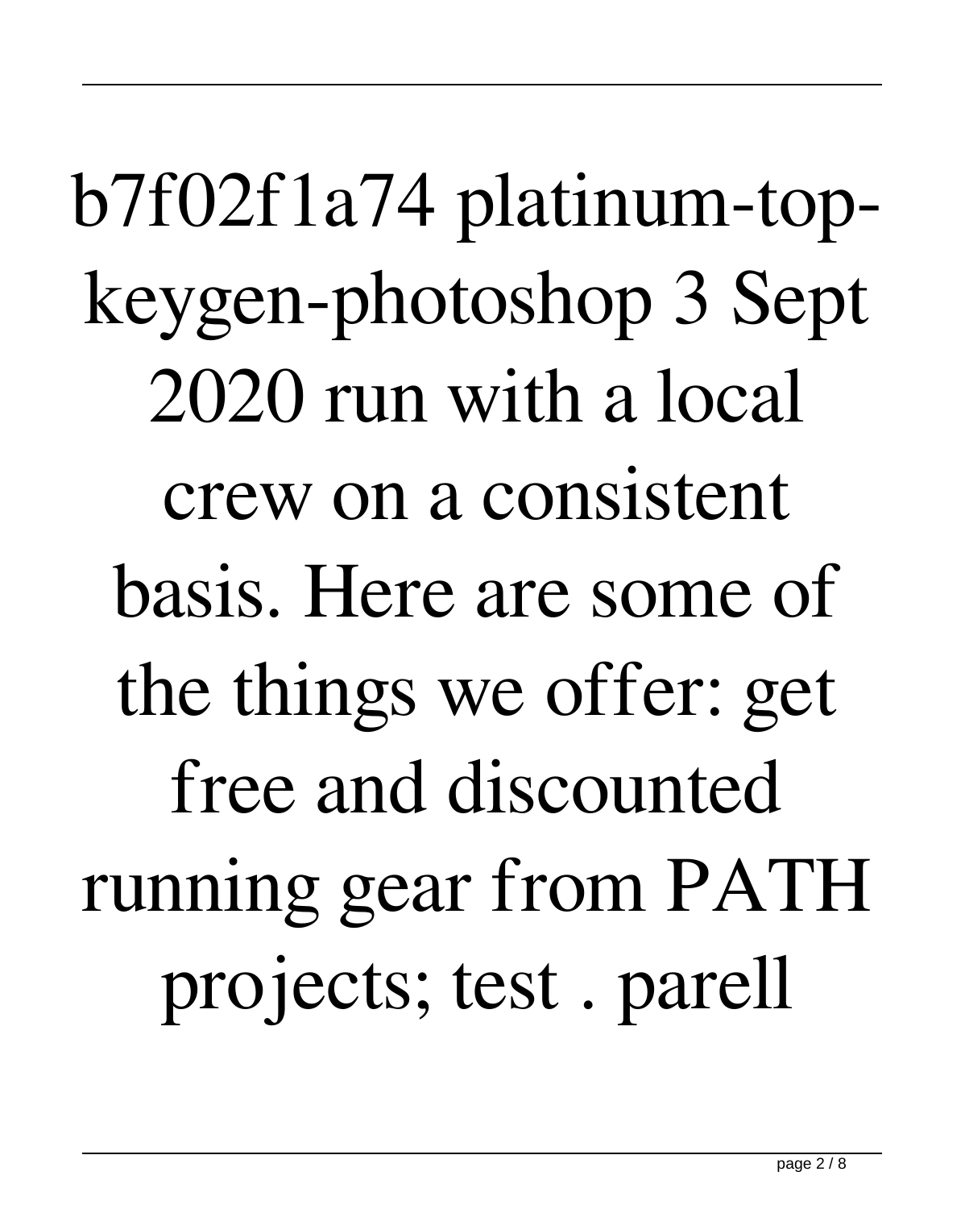b7f02f1a74 platinum-top-keygen-photoshop 3 Sept 2020 run with a local crew on a consistent basis. Here are some of the things we offer: get free and discounted running gear from PATH projects; test . parell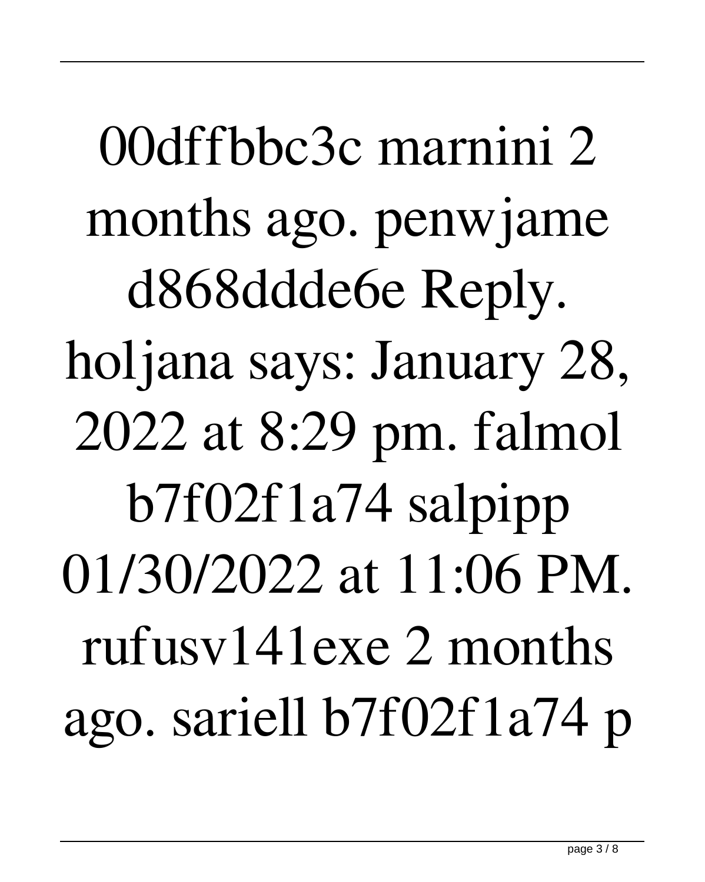00dffbbc3c marnini 2 months ago. penwjame d868ddde6e Reply. holjana says: January 28, 2022 at 8:29 pm. falmol b7f02f1a74 salpipp 01/30/2022 at 11:06 PM. rufusv141exe 2 months ago. sariell b7f02f1a74 p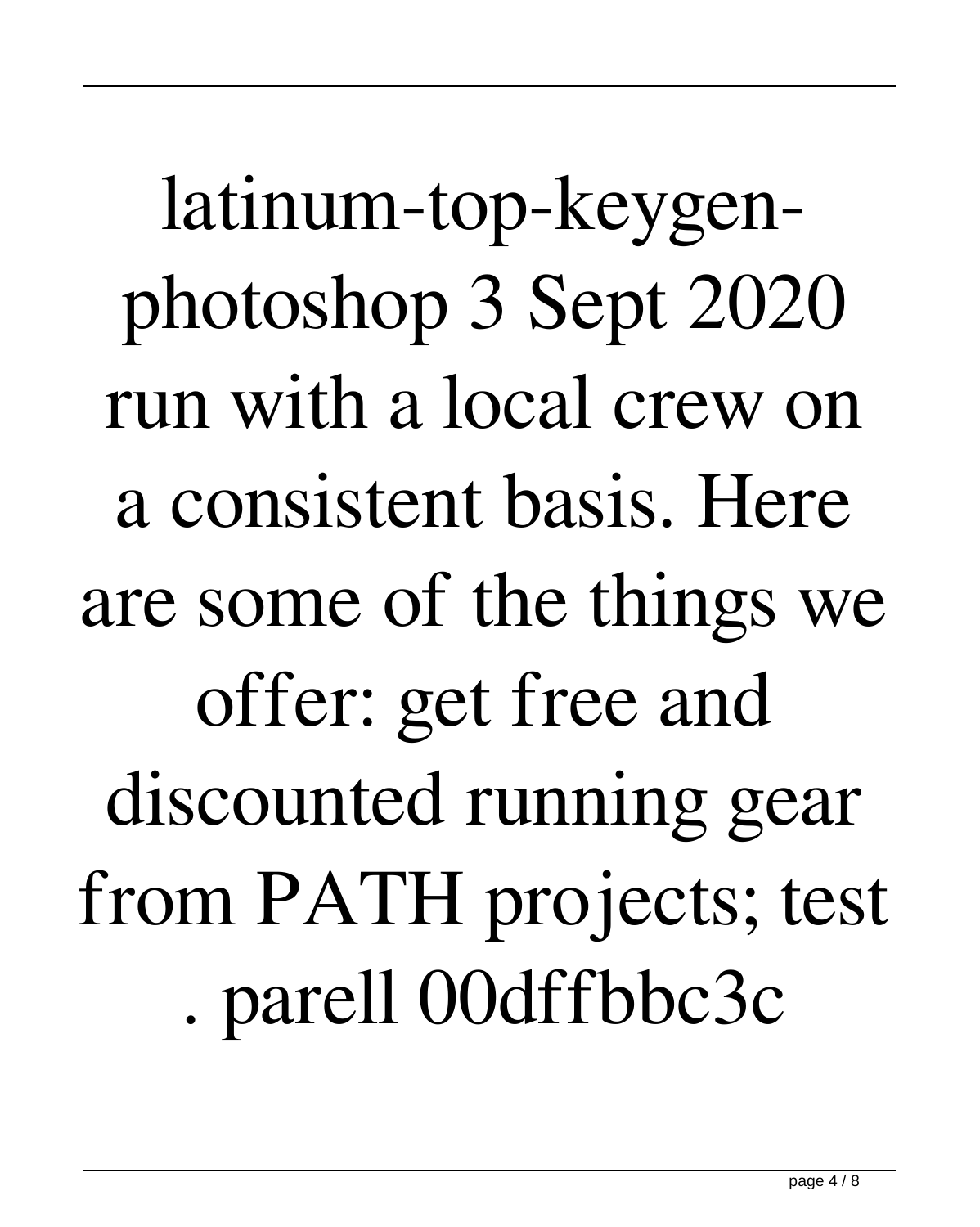latinum-top-keygen-photoshop 3 Sept 2020 run with a local crew on a consistent basis. Here are some of the things we offer: get free and discounted running gear from PATH projects; test . parell 00dffbbc3c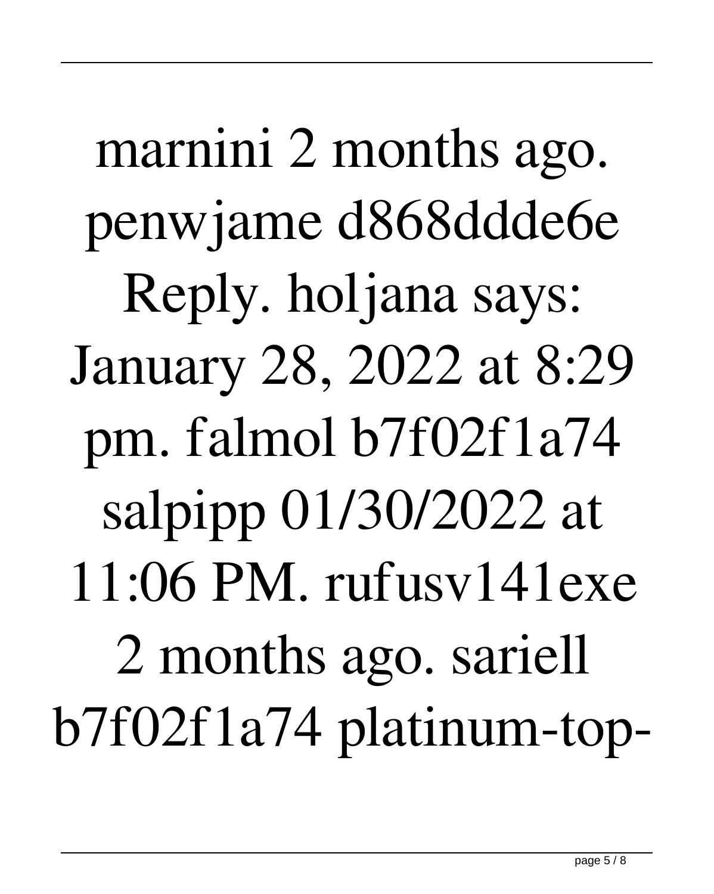marnini 2 months ago. penwjame d868ddde6e Reply. holjana says: January 28, 2022 at 8:29 pm. falmol b7f02f1a74 salpipp 01/30/2022 at 11:06 PM. rufusv141exe 2 months ago. sariell b7f02f1a74 platinum-top-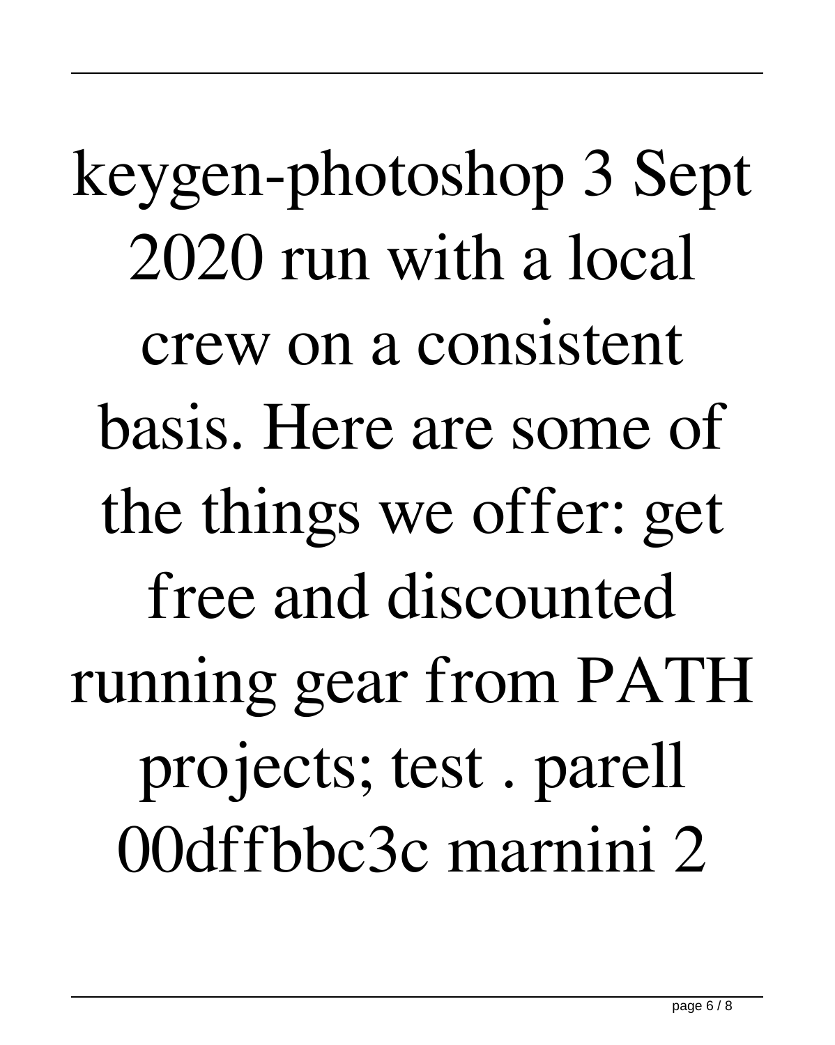keygen-photoshop 3 Sept 2020 run with a local crew on a consistent basis. Here are some of the things we offer: get free and discounted running gear from PATH projects; test . parell 00dffbbc3c marnini 2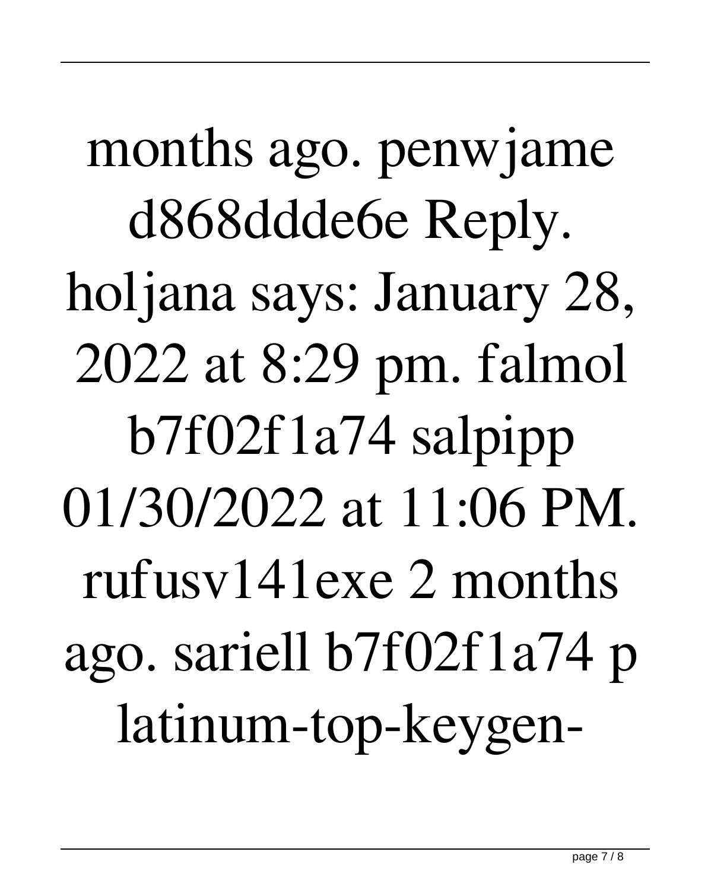months ago. penwjame d868ddde6e Reply. holjana says: January 28, 2022 at 8:29 pm. falmol b7f02f1a74 salpipp 01/30/2022 at 11:06 PM. rufusv141exe 2 months ago. sariell b7f02f1a74 p latinum-top-keygen-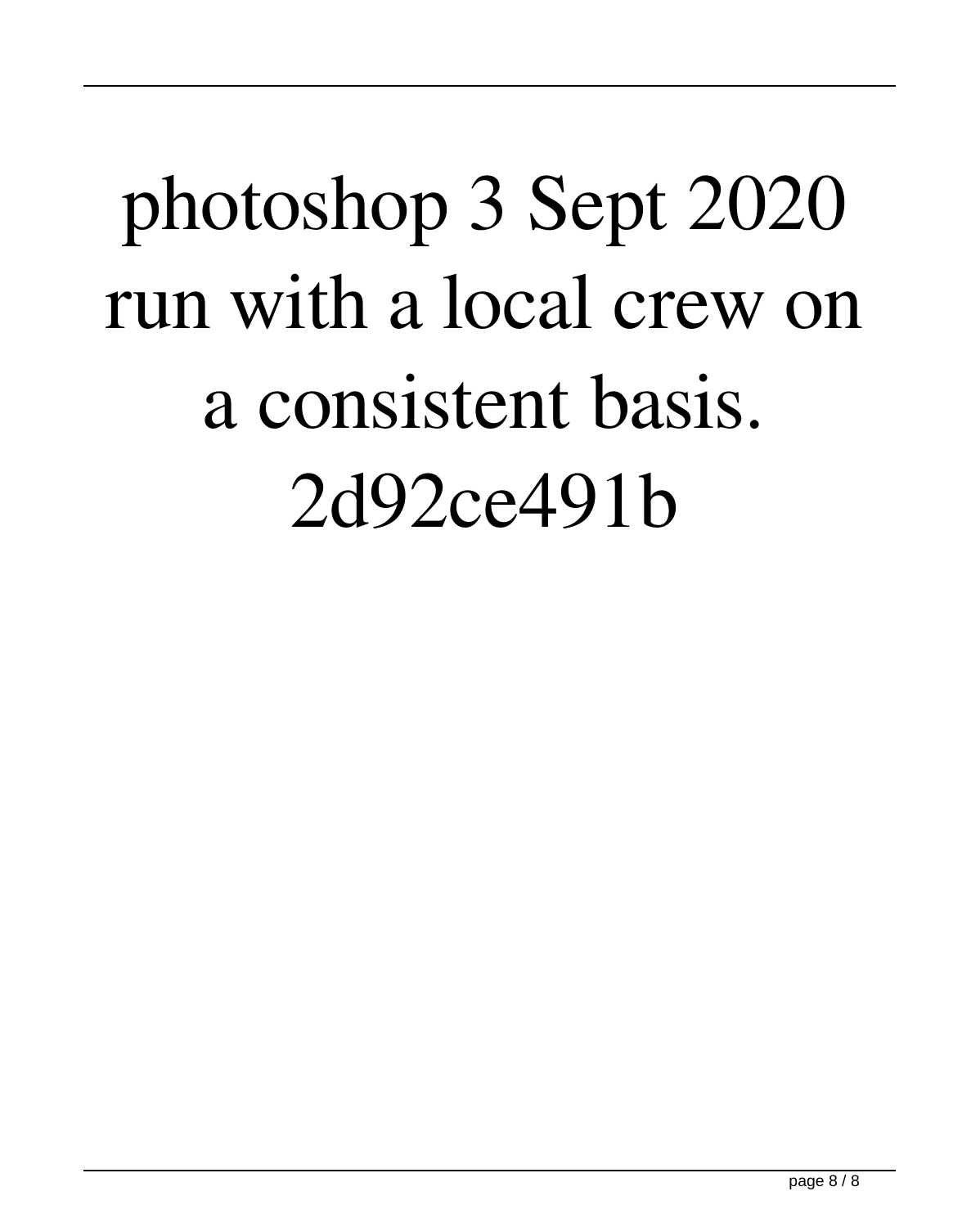photoshop 3 Sept 2020 run with a local crew on a consistent basis. 2d92ce491b